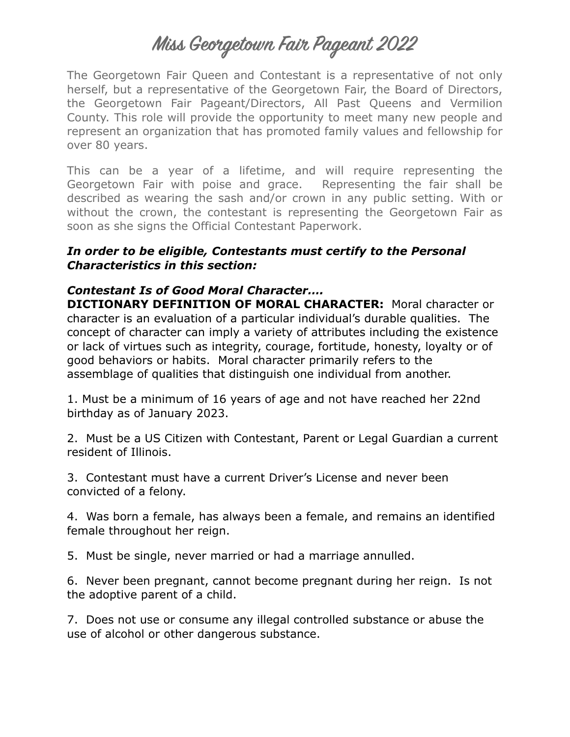# Miss Georgetown Fair Pageant 2022

The Georgetown Fair Queen and Contestant is a representative of not only herself, but a representative of the Georgetown Fair, the Board of Directors, the Georgetown Fair Pageant/Directors, All Past Queens and Vermilion County. This role will provide the opportunity to meet many new people and represent an organization that has promoted family values and fellowship for over 80 years.

This can be a year of a lifetime, and will require representing the Georgetown Fair with poise and grace. Representing the fair shall be described as wearing the sash and/or crown in any public setting. With or without the crown, the contestant is representing the Georgetown Fair as soon as she signs the Official Contestant Paperwork.

***In order to be eligible, Contestants must certify to the Personal Characteristics in this section:***

***Contestant Is of Good Moral Character….***

**DICTIONARY DEFINITION OF MORAL CHARACTER:** Moral character or character is an evaluation of a particular individual's durable qualities. The concept of character can imply a variety of attributes including the existence or lack of virtues such as integrity, courage, fortitude, honesty, loyalty or of good behaviors or habits. Moral character primarily refers to the assemblage of qualities that distinguish one individual from another.

1. Must be a minimum of 16 years of age and not have reached her 22nd birthday as of January 2023.

2. Must be a US Citizen with Contestant, Parent or Legal Guardian a current resident of Illinois.

3. Contestant must have a current Driver's License and never been convicted of a felony.

4. Was born a female, has always been a female, and remains an identified female throughout her reign.

5. Must be single, never married or had a marriage annulled.

6. Never been pregnant, cannot become pregnant during her reign. Is not the adoptive parent of a child.

7. Does not use or consume any illegal controlled substance or abuse the use of alcohol or other dangerous substance.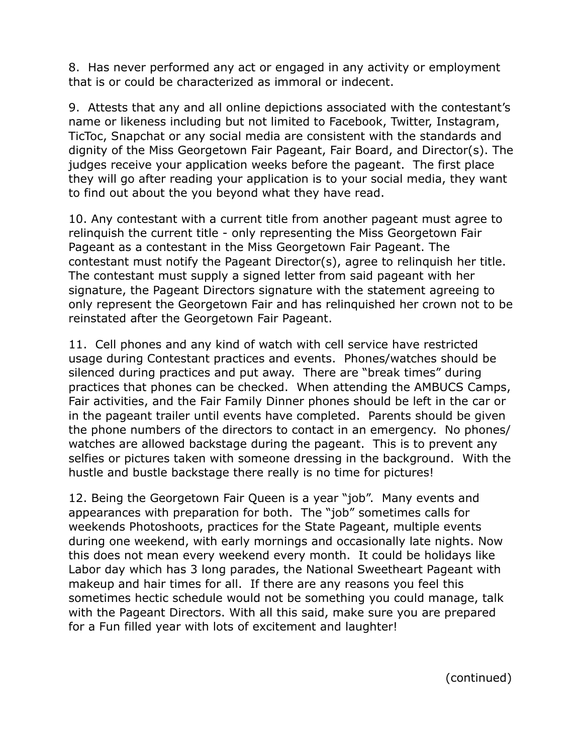8. Has never performed any act or engaged in any activity or employment that is or could be characterized as immoral or indecent.

9. Attests that any and all online depictions associated with the contestant's name or likeness including but not limited to Facebook, Twitter, Instagram, TicToc, Snapchat or any social media are consistent with the standards and dignity of the Miss Georgetown Fair Pageant, Fair Board, and Director(s). The judges receive your application weeks before the pageant. The first place they will go after reading your application is to your social media, they want to find out about the you beyond what they have read.

10. Any contestant with a current title from another pageant must agree to relinquish the current title - only representing the Miss Georgetown Fair Pageant as a contestant in the Miss Georgetown Fair Pageant. The contestant must notify the Pageant Director(s), agree to relinquish her title. The contestant must supply a signed letter from said pageant with her signature, the Pageant Directors signature with the statement agreeing to only represent the Georgetown Fair and has relinquished her crown not to be reinstated after the Georgetown Fair Pageant.

11. Cell phones and any kind of watch with cell service have restricted usage during Contestant practices and events. Phones/watches should be silenced during practices and put away. There are "break times" during practices that phones can be checked. When attending the AMBUCS Camps, Fair activities, and the Fair Family Dinner phones should be left in the car or in the pageant trailer until events have completed. Parents should be given the phone numbers of the directors to contact in an emergency. No phones/watches are allowed backstage during the pageant. This is to prevent any selfies or pictures taken with someone dressing in the background. With the hustle and bustle backstage there really is no time for pictures!

12. Being the Georgetown Fair Queen is a year "job". Many events and appearances with preparation for both. The "job" sometimes calls for weekends Photoshoots, practices for the State Pageant, multiple events during one weekend, with early mornings and occasionally late nights. Now this does not mean every weekend every month. It could be holidays like Labor day which has 3 long parades, the National Sweetheart Pageant with makeup and hair times for all. If there are any reasons you feel this sometimes hectic schedule would not be something you could manage, talk with the Pageant Directors. With all this said, make sure you are prepared for a Fun filled year with lots of excitement and laughter!

(continued)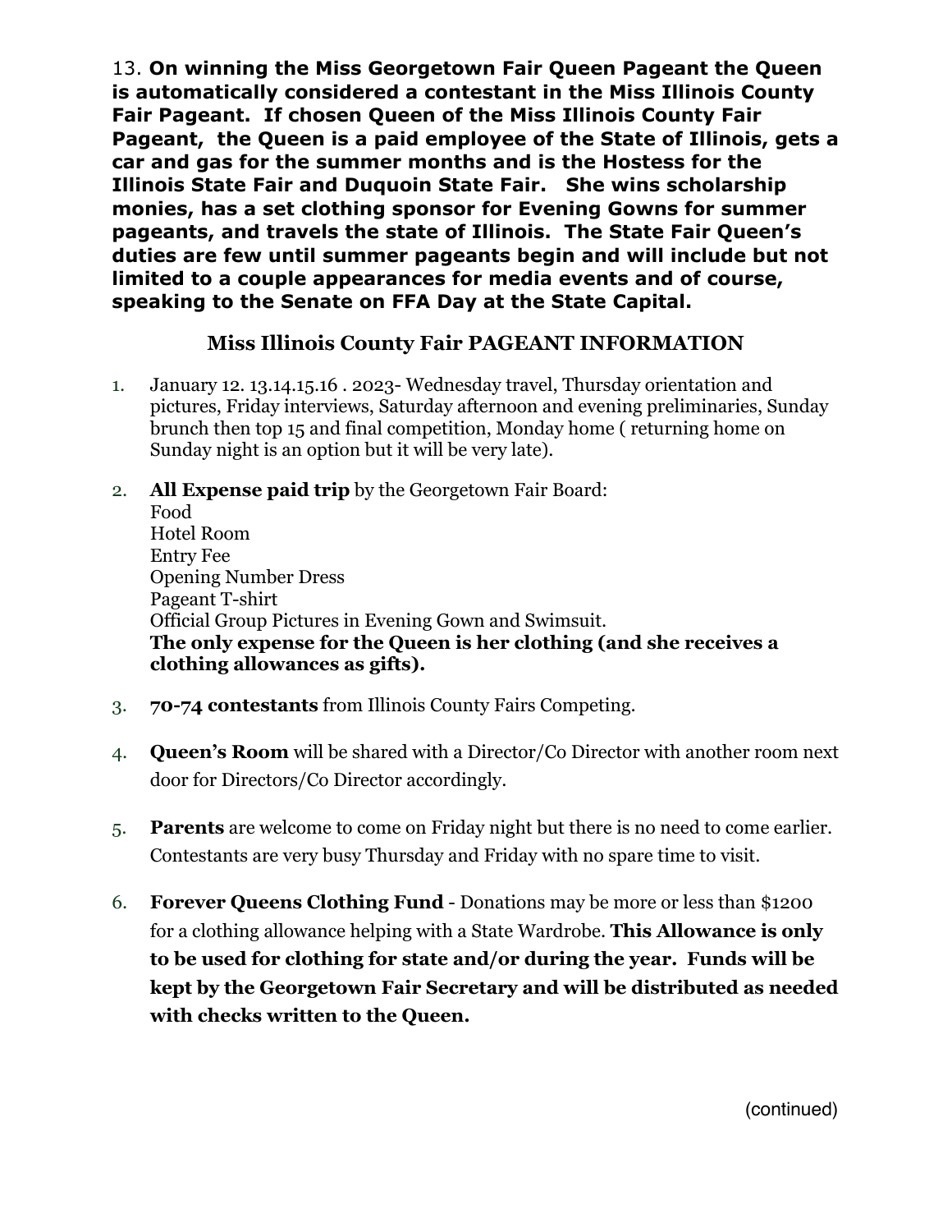13. **On winning the Miss Georgetown Fair Queen Pageant the Queen is automatically considered a contestant in the Miss Illinois County Fair Pageant. If chosen Queen of the Miss Illinois County Fair Pageant, the Queen is a paid employee of the State of Illinois, gets a car and gas for the summer months and is the Hostess for the Illinois State Fair and Duquoin State Fair. She wins scholarship monies, has a set clothing sponsor for Evening Gowns for summer pageants, and travels the state of Illinois. The State Fair Queen's duties are few until summer pageants begin and will include but not limited to a couple appearances for media events and of course, speaking to the Senate on FFA Day at the State Capital.**

## Miss Illinois County Fair PAGEANT INFORMATION

1. January 12. 13.14.15.16 . 2023- Wednesday travel, Thursday orientation and pictures, Friday interviews, Saturday afternoon and evening preliminaries, Sunday brunch then top 15 and final competition, Monday home ( returning home on Sunday night is an option but it will be very late).

2. **All Expense paid trip** by the Georgetown Fair Board:
   Food
   Hotel Room
   Entry Fee
   Opening Number Dress
   Pageant T-shirt
   Official Group Pictures in Evening Gown and Swimsuit.
   **The only expense for the Queen is her clothing (and she receives a clothing allowances as gifts).**

3. **70-74 contestants** from Illinois County Fairs Competing.

4. **Queen's Room** will be shared with a Director/Co Director with another room next door for Directors/Co Director accordingly.

5. **Parents** are welcome to come on Friday night but there is no need to come earlier. Contestants are very busy Thursday and Friday with no spare time to visit.

6. **Forever Queens Clothing Fund** - Donations may be more or less than $1200 for a clothing allowance helping with a State Wardrobe. **This Allowance is only to be used for clothing for state and/or during the year. Funds will be kept by the Georgetown Fair Secretary and will be distributed as needed with checks written to the Queen.**

(continued)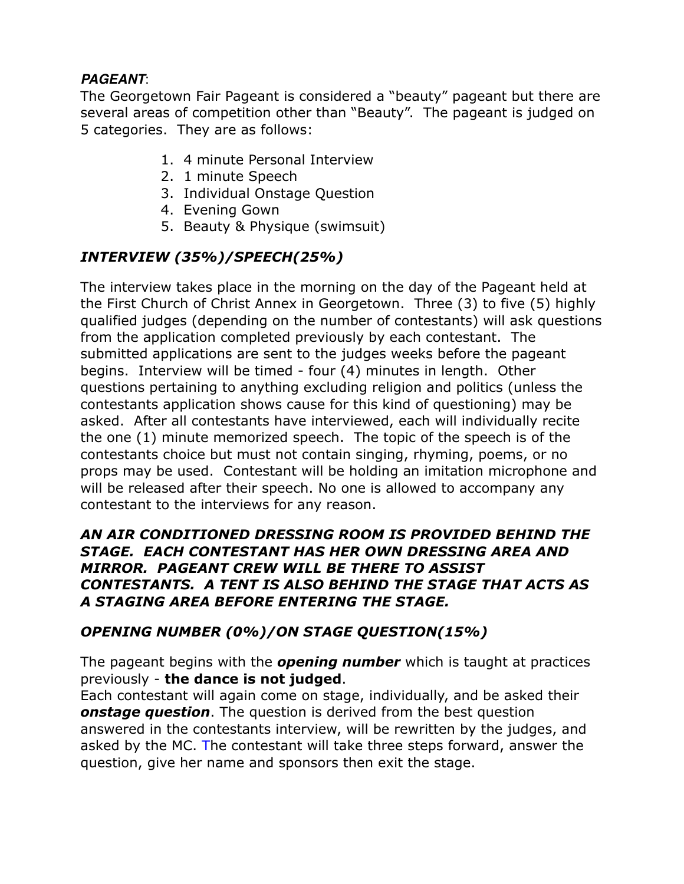***PAGEANT***:
The Georgetown Fair Pageant is considered a "beauty" pageant but there are several areas of competition other than "Beauty". The pageant is judged on 5 categories. They are as follows:

1. 4 minute Personal Interview
2. 1 minute Speech
3. Individual Onstage Question
4. Evening Gown
5. Beauty & Physique (swimsuit)

### *INTERVIEW (35%)/SPEECH(25%)*

The interview takes place in the morning on the day of the Pageant held at the First Church of Christ Annex in Georgetown. Three (3) to five (5) highly qualified judges (depending on the number of contestants) will ask questions from the application completed previously by each contestant. The submitted applications are sent to the judges weeks before the pageant begins. Interview will be timed - four (4) minutes in length. Other questions pertaining to anything excluding religion and politics (unless the contestants application shows cause for this kind of questioning) may be asked. After all contestants have interviewed, each will individually recite the one (1) minute memorized speech. The topic of the speech is of the contestants choice but must not contain singing, rhyming, poems, or no props may be used. Contestant will be holding an imitation microphone and will be released after their speech. No one is allowed to accompany any contestant to the interviews for any reason.

***AN AIR CONDITIONED DRESSING ROOM IS PROVIDED BEHIND THE STAGE. EACH CONTESTANT HAS HER OWN DRESSING AREA AND MIRROR. PAGEANT CREW WILL BE THERE TO ASSIST CONTESTANTS. A TENT IS ALSO BEHIND THE STAGE THAT ACTS AS A STAGING AREA BEFORE ENTERING THE STAGE.***

### *OPENING NUMBER (0%)/ON STAGE QUESTION(15%)*

The pageant begins with the ***opening number*** which is taught at practices previously - **the dance is not judged**.
Each contestant will again come on stage, individually, and be asked their ***onstage question***. The question is derived from the best question answered in the contestants interview, will be rewritten by the judges, and asked by the MC. The contestant will take three steps forward, answer the question, give her name and sponsors then exit the stage.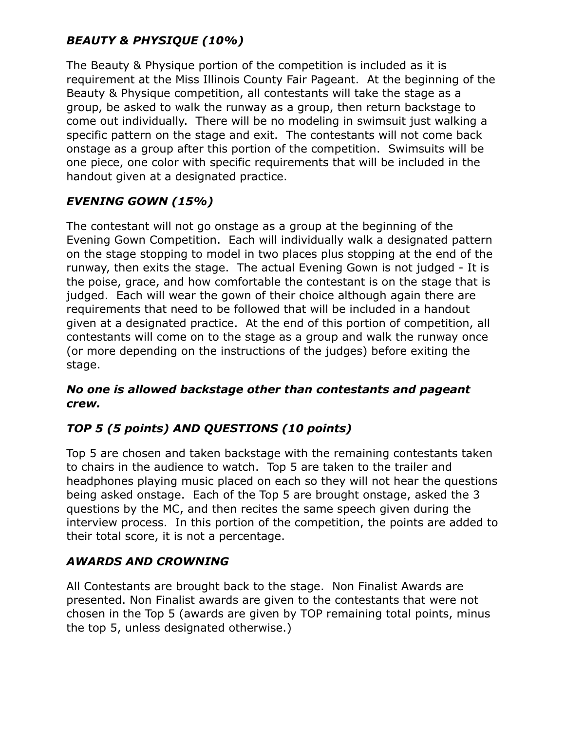### *BEAUTY & PHYSIQUE (10%)*

The Beauty & Physique portion of the competition is included as it is requirement at the Miss Illinois County Fair Pageant. At the beginning of the Beauty & Physique competition, all contestants will take the stage as a group, be asked to walk the runway as a group, then return backstage to come out individually. There will be no modeling in swimsuit just walking a specific pattern on the stage and exit. The contestants will not come back onstage as a group after this portion of the competition. Swimsuits will be one piece, one color with specific requirements that will be included in the handout given at a designated practice.

### *EVENING GOWN (15%)*

The contestant will not go onstage as a group at the beginning of the Evening Gown Competition. Each will individually walk a designated pattern on the stage stopping to model in two places plus stopping at the end of the runway, then exits the stage. The actual Evening Gown is not judged - It is the poise, grace, and how comfortable the contestant is on the stage that is judged. Each will wear the gown of their choice although again there are requirements that need to be followed that will be included in a handout given at a designated practice. At the end of this portion of competition, all contestants will come on to the stage as a group and walk the runway once (or more depending on the instructions of the judges) before exiting the stage.

***No one is allowed backstage other than contestants and pageant crew.***

### *TOP 5 (5 points) AND QUESTIONS (10 points)*

Top 5 are chosen and taken backstage with the remaining contestants taken to chairs in the audience to watch. Top 5 are taken to the trailer and headphones playing music placed on each so they will not hear the questions being asked onstage. Each of the Top 5 are brought onstage, asked the 3 questions by the MC, and then recites the same speech given during the interview process. In this portion of the competition, the points are added to their total score, it is not a percentage.

### *AWARDS AND CROWNING*

All Contestants are brought back to the stage. Non Finalist Awards are presented. Non Finalist awards are given to the contestants that were not chosen in the Top 5 (awards are given by TOP remaining total points, minus the top 5, unless designated otherwise.)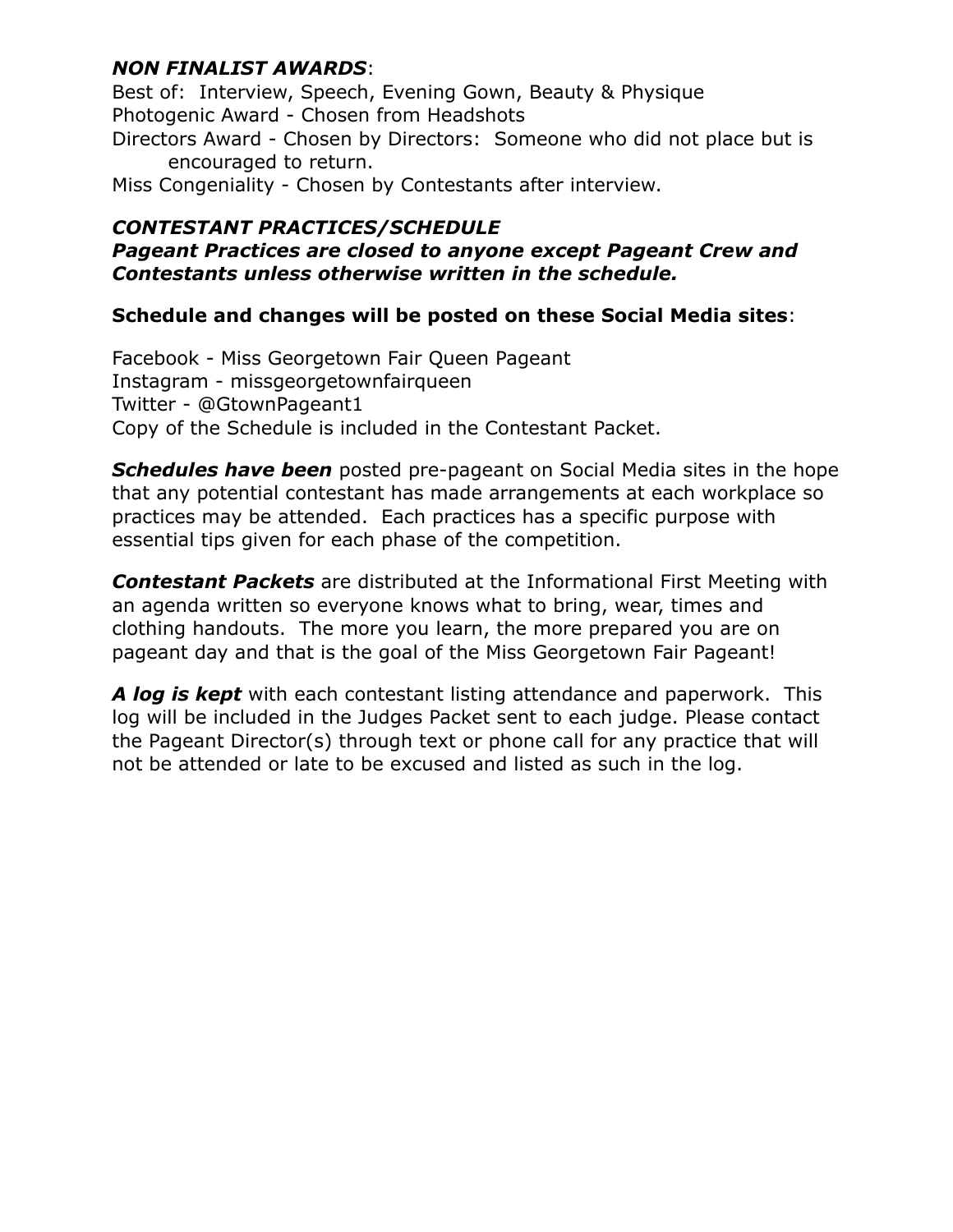***NON FINALIST AWARDS***:

Best of: Interview, Speech, Evening Gown, Beauty & Physique
Photogenic Award - Chosen from Headshots
Directors Award - Chosen by Directors: Someone who did not place but is encouraged to return.
Miss Congeniality - Chosen by Contestants after interview.

***CONTESTANT PRACTICES/SCHEDULE***
***Pageant Practices are closed to anyone except Pageant Crew and Contestants unless otherwise written in the schedule.***

**Schedule and changes will be posted on these Social Media sites**:

Facebook - Miss Georgetown Fair Queen Pageant
Instagram - missgeorgetownfairqueen
Twitter - @GtownPageant1
Copy of the Schedule is included in the Contestant Packet.

***Schedules have been*** posted pre-pageant on Social Media sites in the hope that any potential contestant has made arrangements at each workplace so practices may be attended. Each practices has a specific purpose with essential tips given for each phase of the competition.

***Contestant Packets*** are distributed at the Informational First Meeting with an agenda written so everyone knows what to bring, wear, times and clothing handouts. The more you learn, the more prepared you are on pageant day and that is the goal of the Miss Georgetown Fair Pageant!

***A log is kept*** with each contestant listing attendance and paperwork. This log will be included in the Judges Packet sent to each judge. Please contact the Pageant Director(s) through text or phone call for any practice that will not be attended or late to be excused and listed as such in the log.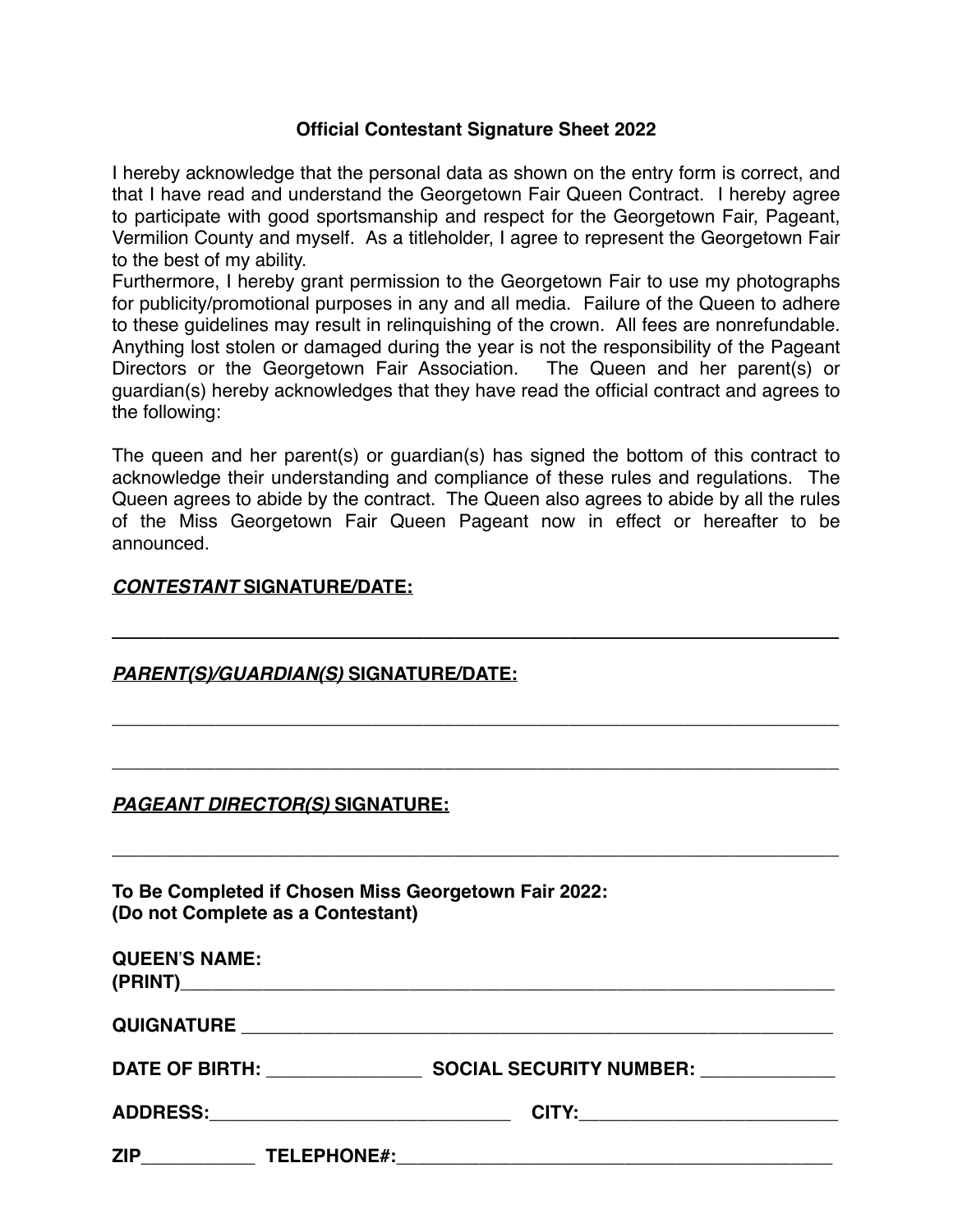**Official Contestant Signature Sheet 2022**

I hereby acknowledge that the personal data as shown on the entry form is correct, and that I have read and understand the Georgetown Fair Queen Contract. I hereby agree to participate with good sportsmanship and respect for the Georgetown Fair, Pageant, Vermilion County and myself. As a titleholder, I agree to represent the Georgetown Fair to the best of my ability.
Furthermore, I hereby grant permission to the Georgetown Fair to use my photographs for publicity/promotional purposes in any and all media. Failure of the Queen to adhere to these guidelines may result in relinquishing of the crown. All fees are nonrefundable. Anything lost stolen or damaged during the year is not the responsibility of the Pageant Directors or the Georgetown Fair Association. The Queen and her parent(s) or guardian(s) hereby acknowledges that they have read the official contract and agrees to the following:

The queen and her parent(s) or guardian(s) has signed the bottom of this contract to acknowledge their understanding and compliance of these rules and regulations. The Queen agrees to abide by the contract. The Queen also agrees to abide by all the rules of the Miss Georgetown Fair Queen Pageant now in effect or hereafter to be announced.

***CONTESTANT*** **SIGNATURE/DATE:**

______________________________________________________________________

***PARENT(S)/GUARDIAN(S)*** **SIGNATURE/DATE:**

______________________________________________________________________

______________________________________________________________________

***PAGEANT DIRECTOR(S)*** **SIGNATURE:**

______________________________________________________________________

**To Be Completed if Chosen Miss Georgetown Fair 2022:**
**(Do not Complete as a Contestant)**

**QUEEN'S NAME:**
**(PRINT)**____________________________________________________________

**QUIGNATURE** ____________________________________________________

**DATE OF BIRTH:** _______________ **SOCIAL SECURITY NUMBER:** _____________

**ADDRESS:**______________________________ **CITY:**_________________________

**ZIP**___________ **TELEPHONE#:**___________________________________________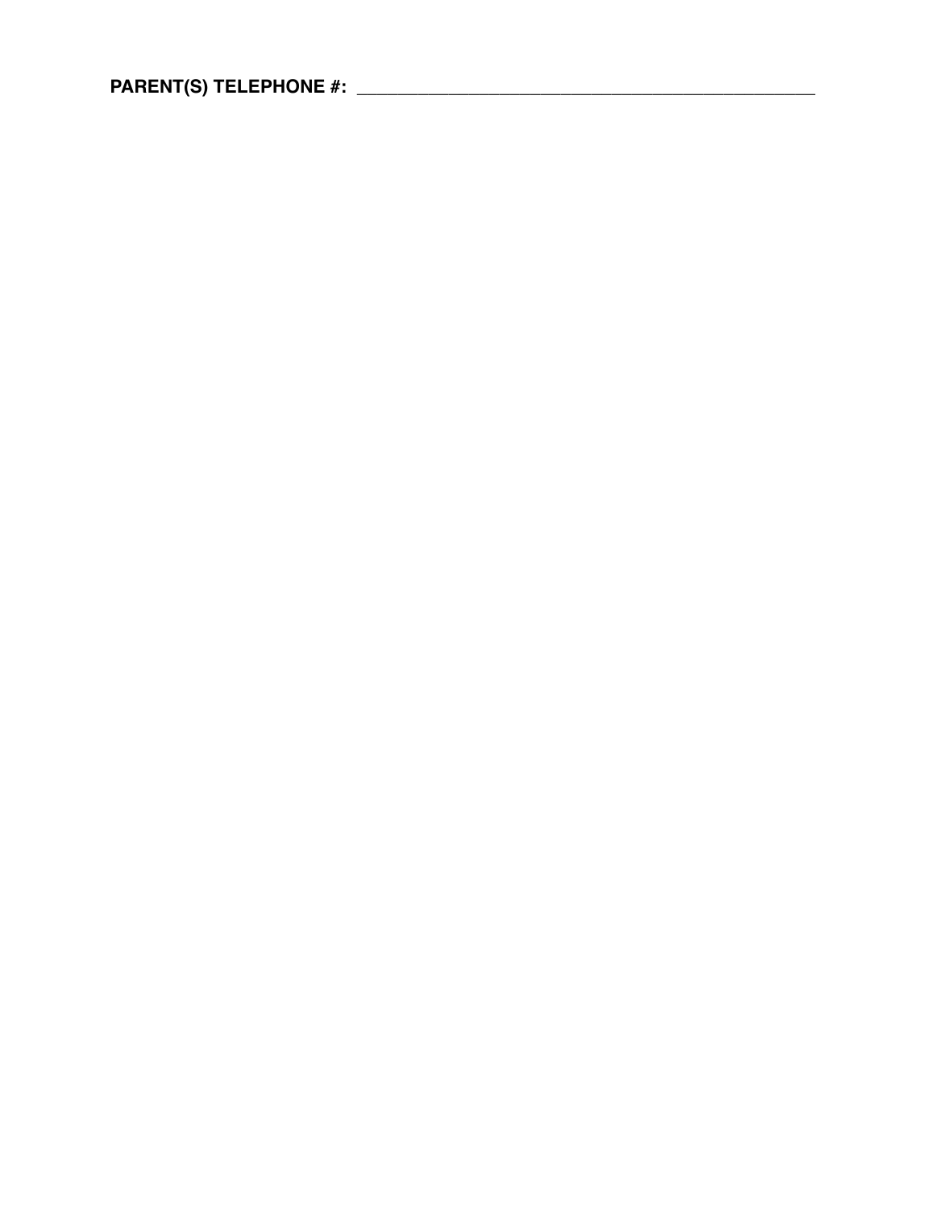**PARENT(S) TELEPHONE #:** \_\_\_\_\_\_\_\_\_\_\_\_\_\_\_\_\_\_\_\_\_\_\_\_\_\_\_\_\_\_\_\_\_\_\_\_\_\_\_\_\_\_\_\_\_\_\_\_\_\_